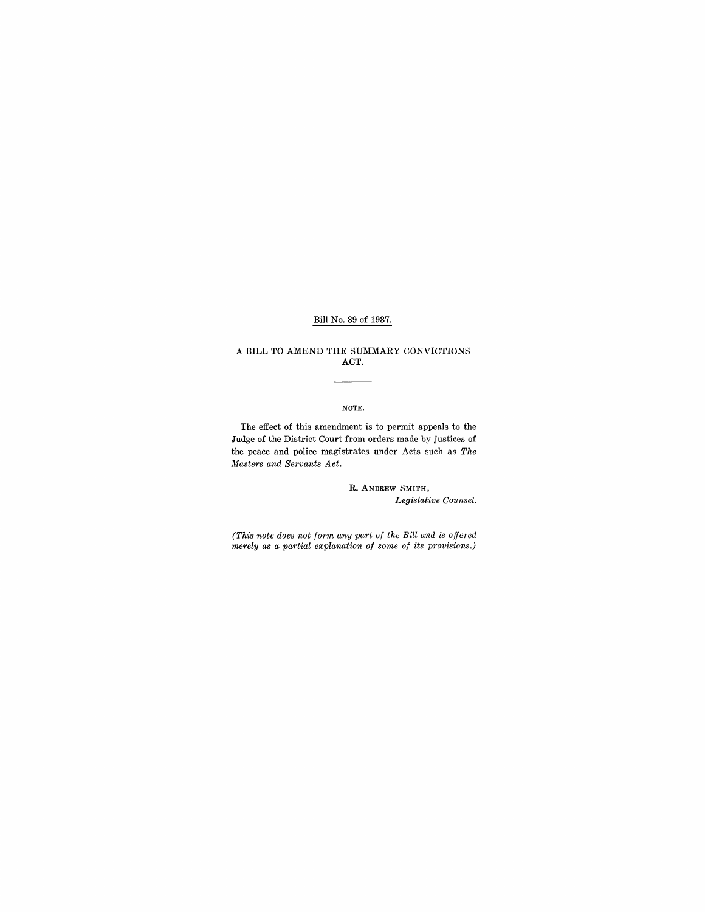Bill No. 89 of 1937.

# A BILL TO AMEND THE SUMMARY CONVICTIONS ACT.

---

NOTE.

The effect of this amendment is to permit appeals to the Judge of the District Court from orders made by justices of the peace and police magistrates under Acts such as *The Masters and Servants Act.*

R. ANDREW SMITH,
*Legislative Counsel.*

*(This note does not form any part of the Bill and is offered merely as a partial explanation of some of its provisions.)*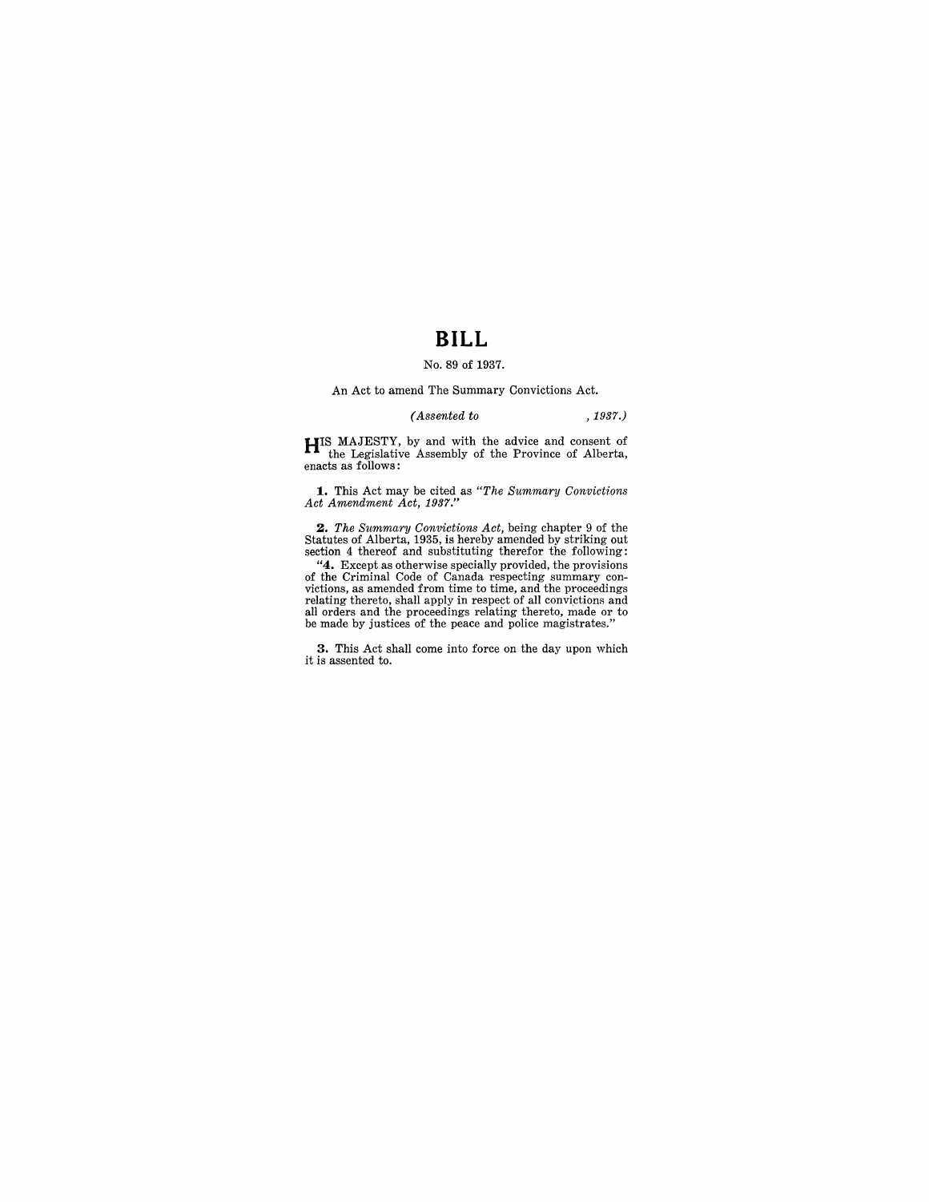# BILL

No. 89 of 1937.

An Act to amend The Summary Convictions Act.

*(Assented to , 1937.)*

HIS MAJESTY, by and with the advice and consent of the Legislative Assembly of the Province of Alberta, enacts as follows:

**1.** This Act may be cited as *"The Summary Convictions Act Amendment Act, 1937."*

**2.** *The Summary Convictions Act,* being chapter 9 of the Statutes of Alberta, 1935, is hereby amended by striking out section 4 thereof and substituting therefor the following:

"**4.** Except as otherwise specially provided, the provisions of the Criminal Code of Canada respecting summary convictions, as amended from time to time, and the proceedings relating thereto, shall apply in respect of all convictions and all orders and the proceedings relating thereto, made or to be made by justices of the peace and police magistrates."

**3.** This Act shall come into force on the day upon which it is assented to.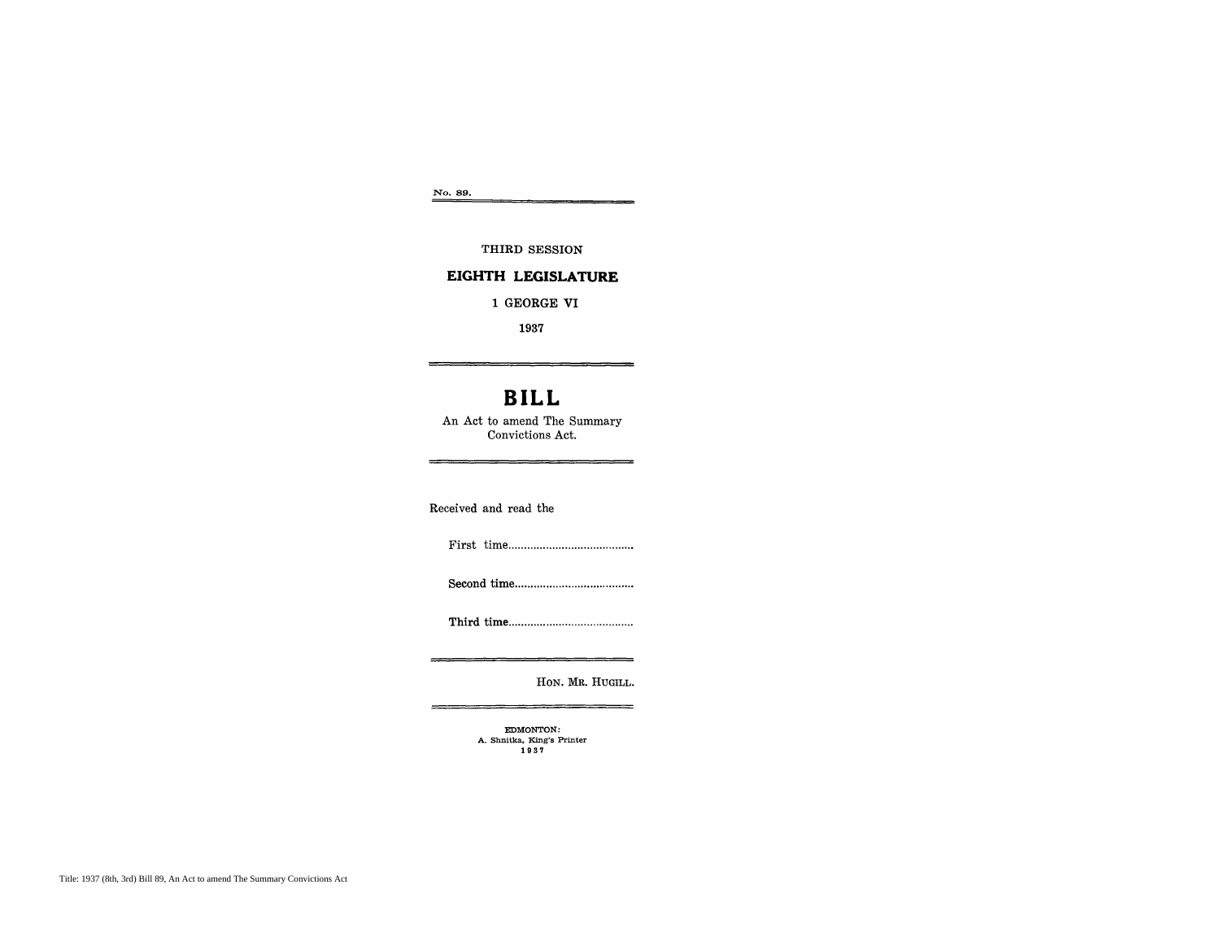No. 89.

THIRD SESSION

# EIGHTH LEGISLATURE

1 GEORGE VI

1937

# BILL

An Act to amend The Summary Convictions Act.

Received and read the

First time........................................

Second time......................................

Third time........................................

HON. MR. HUGILL.

EDMONTON:
A. Shnitka, King's Printer
1937

Title: 1937 (8th, 3rd) Bill 89, An Act to amend The Summary Convictions Act